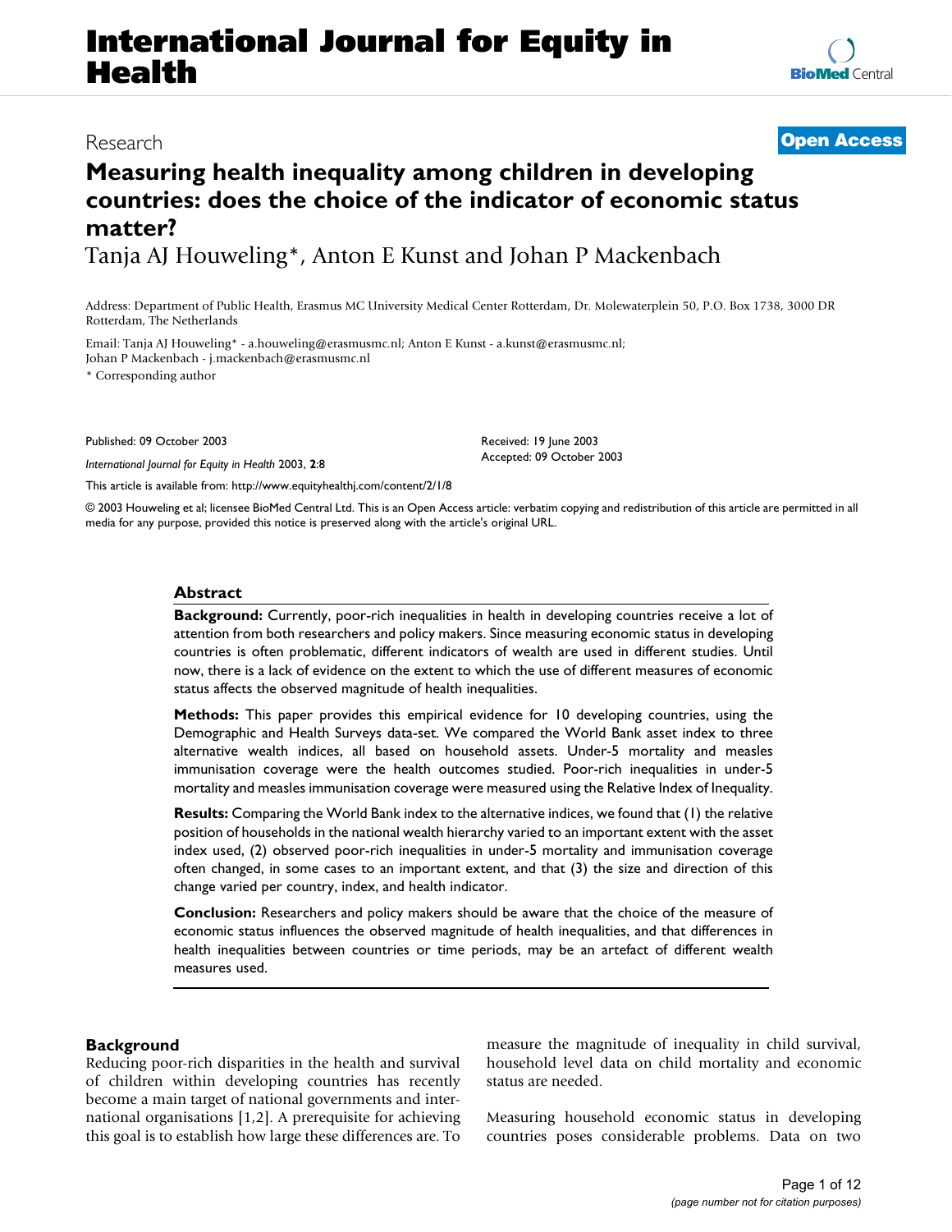Research

**Open Access**

# Measuring health inequality among children in developing countries: does the choice of the indicator of economic status matter?

Tanja AJ Houweling*, Anton E Kunst and Johan P Mackenbach

Address: Department of Public Health, Erasmus MC University Medical Center Rotterdam, Dr. Molewaterplein 50, P.O. Box 1738, 3000 DR Rotterdam, The Netherlands

Email: Tanja AJ Houweling* - a.houweling@erasmusmc.nl; Anton E Kunst - a.kunst@erasmusmc.nl; Johan P Mackenbach - j.mackenbach@erasmusmc.nl

* Corresponding author

Published: 09 October 2003

*International Journal for Equity in Health* 2003, **2**:8

Received: 19 June 2003
Accepted: 09 October 2003

This article is available from: http://www.equityhealthj.com/content/2/1/8

© 2003 Houweling et al; licensee BioMed Central Ltd. This is an Open Access article: verbatim copying and redistribution of this article are permitted in all media for any purpose, provided this notice is preserved along with the article's original URL.

## Abstract

**Background:** Currently, poor-rich inequalities in health in developing countries receive a lot of attention from both researchers and policy makers. Since measuring economic status in developing countries is often problematic, different indicators of wealth are used in different studies. Until now, there is a lack of evidence on the extent to which the use of different measures of economic status affects the observed magnitude of health inequalities.

**Methods:** This paper provides this empirical evidence for 10 developing countries, using the Demographic and Health Surveys data-set. We compared the World Bank asset index to three alternative wealth indices, all based on household assets. Under-5 mortality and measles immunisation coverage were the health outcomes studied. Poor-rich inequalities in under-5 mortality and measles immunisation coverage were measured using the Relative Index of Inequality.

**Results:** Comparing the World Bank index to the alternative indices, we found that (1) the relative position of households in the national wealth hierarchy varied to an important extent with the asset index used, (2) observed poor-rich inequalities in under-5 mortality and immunisation coverage often changed, in some cases to an important extent, and that (3) the size and direction of this change varied per country, index, and health indicator.

**Conclusion:** Researchers and policy makers should be aware that the choice of the measure of economic status influences the observed magnitude of health inequalities, and that differences in health inequalities between countries or time periods, may be an artefact of different wealth measures used.

## Background

Reducing poor-rich disparities in the health and survival of children within developing countries has recently become a main target of national governments and international organisations [1,2]. A prerequisite for achieving this goal is to establish how large these differences are. To measure the magnitude of inequality in child survival, household level data on child mortality and economic status are needed.

Measuring household economic status in developing countries poses considerable problems. Data on two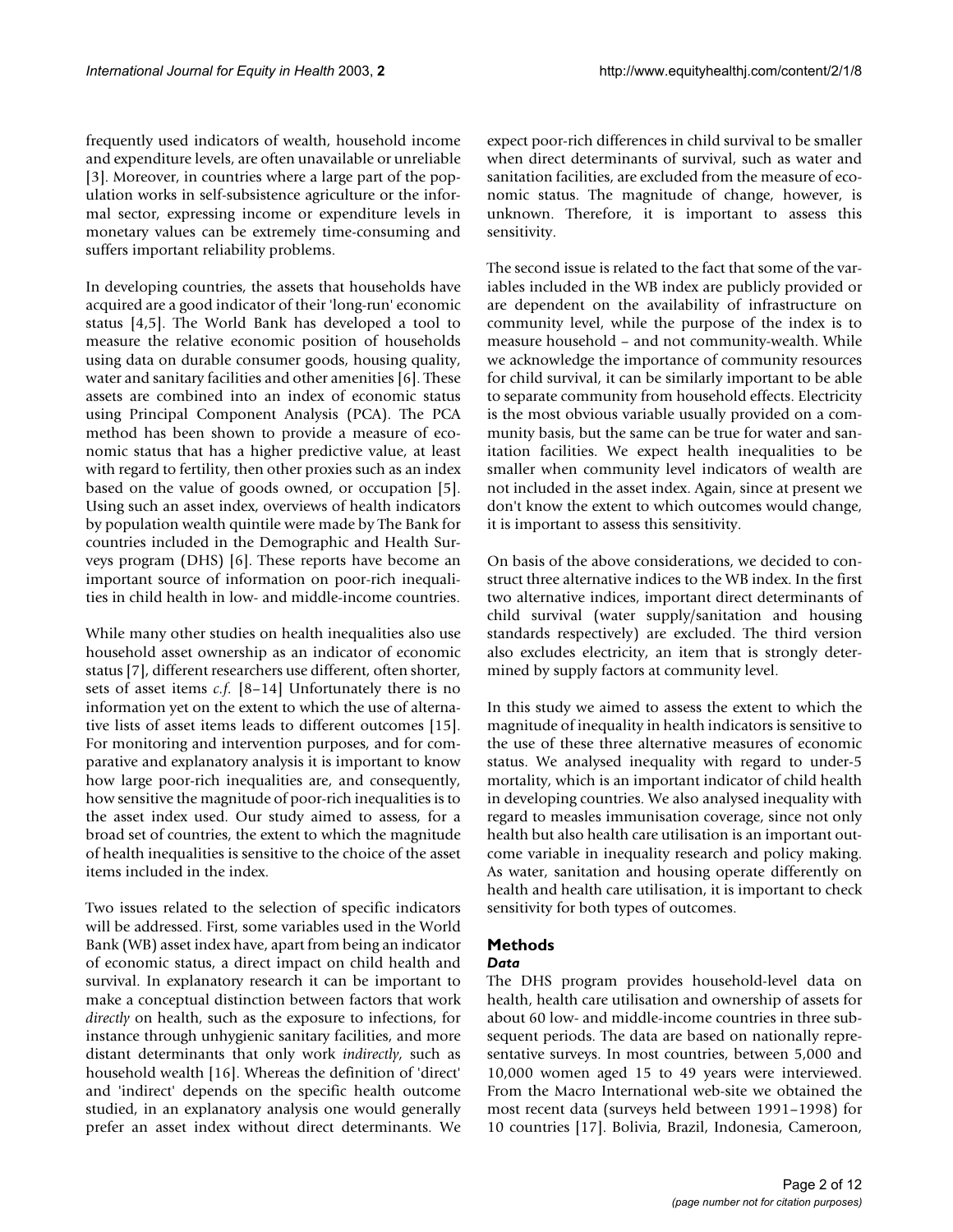frequently used indicators of wealth, household income and expenditure levels, are often unavailable or unreliable [3]. Moreover, in countries where a large part of the population works in self-subsistence agriculture or the informal sector, expressing income or expenditure levels in monetary values can be extremely time-consuming and suffers important reliability problems.

In developing countries, the assets that households have acquired are a good indicator of their 'long-run' economic status [4,5]. The World Bank has developed a tool to measure the relative economic position of households using data on durable consumer goods, housing quality, water and sanitary facilities and other amenities [6]. These assets are combined into an index of economic status using Principal Component Analysis (PCA). The PCA method has been shown to provide a measure of economic status that has a higher predictive value, at least with regard to fertility, then other proxies such as an index based on the value of goods owned, or occupation [5]. Using such an asset index, overviews of health indicators by population wealth quintile were made by The Bank for countries included in the Demographic and Health Surveys program (DHS) [6]. These reports have become an important source of information on poor-rich inequalities in child health in low- and middle-income countries.

While many other studies on health inequalities also use household asset ownership as an indicator of economic status [7], different researchers use different, often shorter, sets of asset items *c.f.* [8–14] Unfortunately there is no information yet on the extent to which the use of alternative lists of asset items leads to different outcomes [15]. For monitoring and intervention purposes, and for comparative and explanatory analysis it is important to know how large poor-rich inequalities are, and consequently, how sensitive the magnitude of poor-rich inequalities is to the asset index used. Our study aimed to assess, for a broad set of countries, the extent to which the magnitude of health inequalities is sensitive to the choice of the asset items included in the index.

Two issues related to the selection of specific indicators will be addressed. First, some variables used in the World Bank (WB) asset index have, apart from being an indicator of economic status, a direct impact on child health and survival. In explanatory research it can be important to make a conceptual distinction between factors that work *directly* on health, such as the exposure to infections, for instance through unhygienic sanitary facilities, and more distant determinants that only work *indirectly*, such as household wealth [16]. Whereas the definition of 'direct' and 'indirect' depends on the specific health outcome studied, in an explanatory analysis one would generally prefer an asset index without direct determinants. We expect poor-rich differences in child survival to be smaller when direct determinants of survival, such as water and sanitation facilities, are excluded from the measure of economic status. The magnitude of change, however, is unknown. Therefore, it is important to assess this sensitivity.

The second issue is related to the fact that some of the variables included in the WB index are publicly provided or are dependent on the availability of infrastructure on community level, while the purpose of the index is to measure household – and not community-wealth. While we acknowledge the importance of community resources for child survival, it can be similarly important to be able to separate community from household effects. Electricity is the most obvious variable usually provided on a community basis, but the same can be true for water and sanitation facilities. We expect health inequalities to be smaller when community level indicators of wealth are not included in the asset index. Again, since at present we don't know the extent to which outcomes would change, it is important to assess this sensitivity.

On basis of the above considerations, we decided to construct three alternative indices to the WB index. In the first two alternative indices, important direct determinants of child survival (water supply/sanitation and housing standards respectively) are excluded. The third version also excludes electricity, an item that is strongly determined by supply factors at community level.

In this study we aimed to assess the extent to which the magnitude of inequality in health indicators is sensitive to the use of these three alternative measures of economic status. We analysed inequality with regard to under-5 mortality, which is an important indicator of child health in developing countries. We also analysed inequality with regard to measles immunisation coverage, since not only health but also health care utilisation is an important outcome variable in inequality research and policy making. As water, sanitation and housing operate differently on health and health care utilisation, it is important to check sensitivity for both types of outcomes.

## Methods

### *Data*

The DHS program provides household-level data on health, health care utilisation and ownership of assets for about 60 low- and middle-income countries in three subsequent periods. The data are based on nationally representative surveys. In most countries, between 5,000 and 10,000 women aged 15 to 49 years were interviewed. From the Macro International web-site we obtained the most recent data (surveys held between 1991–1998) for 10 countries [17]. Bolivia, Brazil, Indonesia, Cameroon,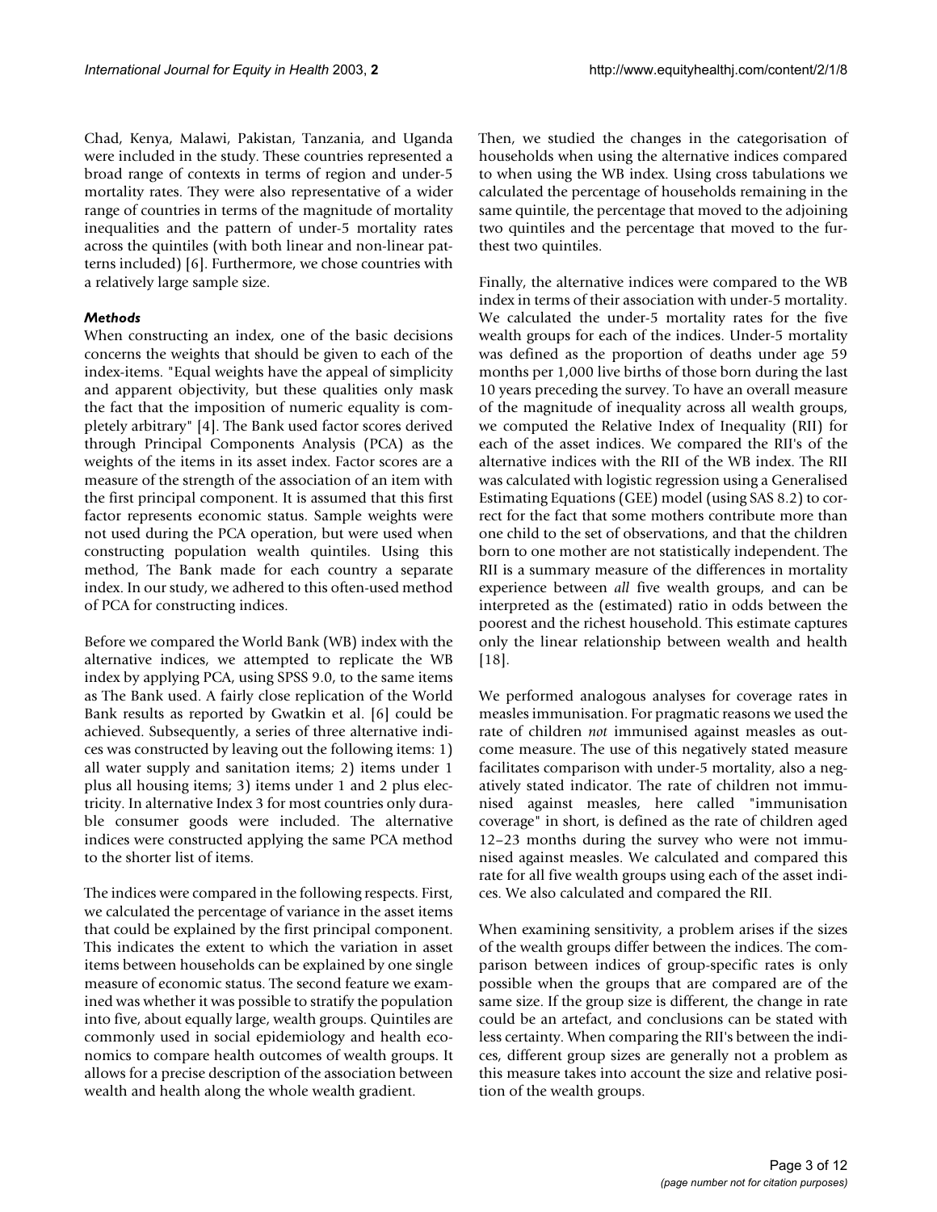Chad, Kenya, Malawi, Pakistan, Tanzania, and Uganda were included in the study. These countries represented a broad range of contexts in terms of region and under-5 mortality rates. They were also representative of a wider range of countries in terms of the magnitude of mortality inequalities and the pattern of under-5 mortality rates across the quintiles (with both linear and non-linear patterns included) [6]. Furthermore, we chose countries with a relatively large sample size.

### *Methods*

When constructing an index, one of the basic decisions concerns the weights that should be given to each of the index-items. "Equal weights have the appeal of simplicity and apparent objectivity, but these qualities only mask the fact that the imposition of numeric equality is completely arbitrary" [4]. The Bank used factor scores derived through Principal Components Analysis (PCA) as the weights of the items in its asset index. Factor scores are a measure of the strength of the association of an item with the first principal component. It is assumed that this first factor represents economic status. Sample weights were not used during the PCA operation, but were used when constructing population wealth quintiles. Using this method, The Bank made for each country a separate index. In our study, we adhered to this often-used method of PCA for constructing indices.

Before we compared the World Bank (WB) index with the alternative indices, we attempted to replicate the WB index by applying PCA, using SPSS 9.0, to the same items as The Bank used. A fairly close replication of the World Bank results as reported by Gwatkin et al. [6] could be achieved. Subsequently, a series of three alternative indices was constructed by leaving out the following items: 1) all water supply and sanitation items; 2) items under 1 plus all housing items; 3) items under 1 and 2 plus electricity. In alternative Index 3 for most countries only durable consumer goods were included. The alternative indices were constructed applying the same PCA method to the shorter list of items.

The indices were compared in the following respects. First, we calculated the percentage of variance in the asset items that could be explained by the first principal component. This indicates the extent to which the variation in asset items between households can be explained by one single measure of economic status. The second feature we examined was whether it was possible to stratify the population into five, about equally large, wealth groups. Quintiles are commonly used in social epidemiology and health economics to compare health outcomes of wealth groups. It allows for a precise description of the association between wealth and health along the whole wealth gradient.

Then, we studied the changes in the categorisation of households when using the alternative indices compared to when using the WB index. Using cross tabulations we calculated the percentage of households remaining in the same quintile, the percentage that moved to the adjoining two quintiles and the percentage that moved to the furthest two quintiles.

Finally, the alternative indices were compared to the WB index in terms of their association with under-5 mortality. We calculated the under-5 mortality rates for the five wealth groups for each of the indices. Under-5 mortality was defined as the proportion of deaths under age 59 months per 1,000 live births of those born during the last 10 years preceding the survey. To have an overall measure of the magnitude of inequality across all wealth groups, we computed the Relative Index of Inequality (RII) for each of the asset indices. We compared the RII's of the alternative indices with the RII of the WB index. The RII was calculated with logistic regression using a Generalised Estimating Equations (GEE) model (using SAS 8.2) to correct for the fact that some mothers contribute more than one child to the set of observations, and that the children born to one mother are not statistically independent. The RII is a summary measure of the differences in mortality experience between *all* five wealth groups, and can be interpreted as the (estimated) ratio in odds between the poorest and the richest household. This estimate captures only the linear relationship between wealth and health [18].

We performed analogous analyses for coverage rates in measles immunisation. For pragmatic reasons we used the rate of children *not* immunised against measles as outcome measure. The use of this negatively stated measure facilitates comparison with under-5 mortality, also a negatively stated indicator. The rate of children not immunised against measles, here called "immunisation coverage" in short, is defined as the rate of children aged 12–23 months during the survey who were not immunised against measles. We calculated and compared this rate for all five wealth groups using each of the asset indices. We also calculated and compared the RII.

When examining sensitivity, a problem arises if the sizes of the wealth groups differ between the indices. The comparison between indices of group-specific rates is only possible when the groups that are compared are of the same size. If the group size is different, the change in rate could be an artefact, and conclusions can be stated with less certainty. When comparing the RII's between the indices, different group sizes are generally not a problem as this measure takes into account the size and relative position of the wealth groups.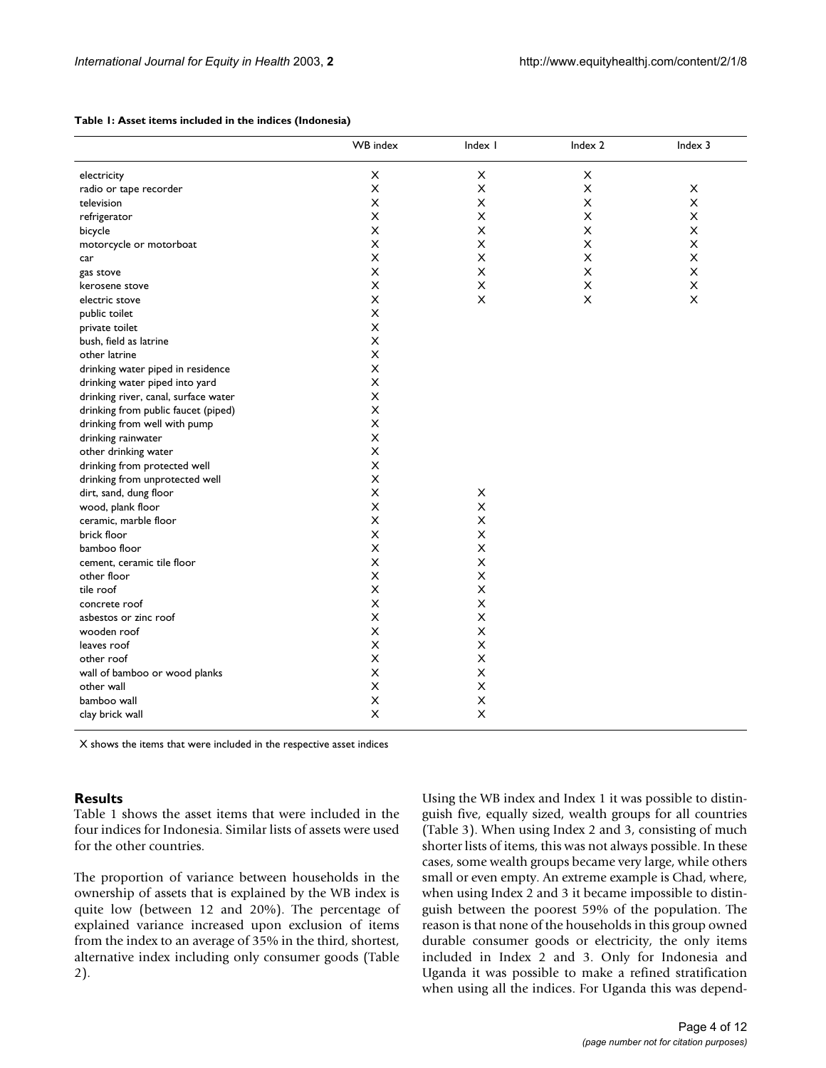**Table 1: Asset items included in the indices (Indonesia)**

| | WB index | Index 1 | Index 2 | Index 3 |
|---|---|---|---|---|
| electricity | X | X | X | |
| radio or tape recorder | X | X | X | X |
| television | X | X | X | X |
| refrigerator | X | X | X | X |
| bicycle | X | X | X | X |
| motorcycle or motorboat | X | X | X | X |
| car | X | X | X | X |
| gas stove | X | X | X | X |
| kerosene stove | X | X | X | X |
| electric stove | X | X | X | X |
| public toilet | X | | | |
| private toilet | X | | | |
| bush, field as latrine | X | | | |
| other latrine | X | | | |
| drinking water piped in residence | X | | | |
| drinking water piped into yard | X | | | |
| drinking river, canal, surface water | X | | | |
| drinking from public faucet (piped) | X | | | |
| drinking from well with pump | X | | | |
| drinking rainwater | X | | | |
| other drinking water | X | | | |
| drinking from protected well | X | | | |
| drinking from unprotected well | X | | | |
| dirt, sand, dung floor | X | X | | |
| wood, plank floor | X | X | | |
| ceramic, marble floor | X | X | | |
| brick floor | X | X | | |
| bamboo floor | X | X | | |
| cement, ceramic tile floor | X | X | | |
| other floor | X | X | | |
| tile roof | X | X | | |
| concrete roof | X | X | | |
| asbestos or zinc roof | X | X | | |
| wooden roof | X | X | | |
| leaves roof | X | X | | |
| other roof | X | X | | |
| wall of bamboo or wood planks | X | X | | |
| other wall | X | X | | |
| bamboo wall | X | X | | |
| clay brick wall | X | X | | |

X shows the items that were included in the respective asset indices

## Results

Table 1 shows the asset items that were included in the four indices for Indonesia. Similar lists of assets were used for the other countries.

The proportion of variance between households in the ownership of assets that is explained by the WB index is quite low (between 12 and 20%). The percentage of explained variance increased upon exclusion of items from the index to an average of 35% in the third, shortest, alternative index including only consumer goods (Table 2).

Using the WB index and Index 1 it was possible to distinguish five, equally sized, wealth groups for all countries (Table 3). When using Index 2 and 3, consisting of much shorter lists of items, this was not always possible. In these cases, some wealth groups became very large, while others small or even empty. An extreme example is Chad, where, when using Index 2 and 3 it became impossible to distinguish between the poorest 59% of the population. The reason is that none of the households in this group owned durable consumer goods or electricity, the only items included in Index 2 and 3. Only for Indonesia and Uganda it was possible to make a refined stratification when using all the indices. For Uganda this was depend-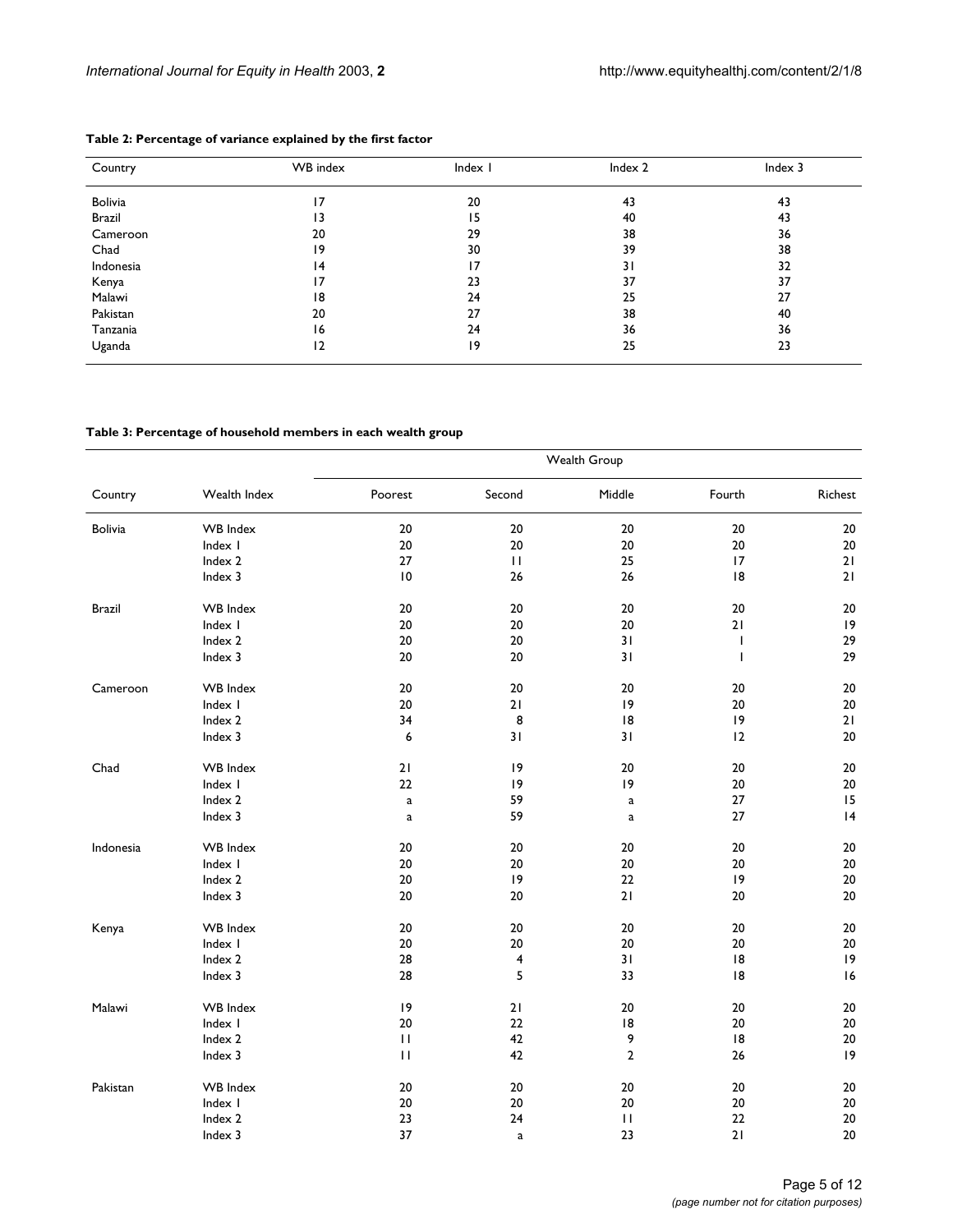**Table 2: Percentage of variance explained by the first factor**

| Country | WB index | Index 1 | Index 2 | Index 3 |
| --- | --- | --- | --- | --- |
| Bolivia | 17 | 20 | 43 | 43 |
| Brazil | 13 | 15 | 40 | 43 |
| Cameroon | 20 | 29 | 38 | 36 |
| Chad | 19 | 30 | 39 | 38 |
| Indonesia | 14 | 17 | 31 | 32 |
| Kenya | 17 | 23 | 37 | 37 |
| Malawi | 18 | 24 | 25 | 27 |
| Pakistan | 20 | 27 | 38 | 40 |
| Tanzania | 16 | 24 | 36 | 36 |
| Uganda | 12 | 19 | 25 | 23 |

**Table 3: Percentage of household members in each wealth group**

| | | Wealth Group | | | | |
| --- | --- | --- | --- | --- | --- | --- |
| Country | Wealth Index | Poorest | Second | Middle | Fourth | Richest |
| Bolivia | WB Index | 20 | 20 | 20 | 20 | 20 |
| | Index 1 | 20 | 20 | 20 | 20 | 20 |
| | Index 2 | 27 | 11 | 25 | 17 | 21 |
| | Index 3 | 10 | 26 | 26 | 18 | 21 |
| Brazil | WB Index | 20 | 20 | 20 | 20 | 20 |
| | Index 1 | 20 | 20 | 20 | 21 | 19 |
| | Index 2 | 20 | 20 | 31 | 1 | 29 |
| | Index 3 | 20 | 20 | 31 | 1 | 29 |
| Cameroon | WB Index | 20 | 20 | 20 | 20 | 20 |
| | Index 1 | 20 | 21 | 19 | 20 | 20 |
| | Index 2 | 34 | 8 | 18 | 19 | 21 |
| | Index 3 | 6 | 31 | 31 | 12 | 20 |
| Chad | WB Index | 21 | 19 | 20 | 20 | 20 |
| | Index 1 | 22 | 19 | 19 | 20 | 20 |
| | Index 2 | a | 59 | a | 27 | 15 |
| | Index 3 | a | 59 | a | 27 | 14 |
| Indonesia | WB Index | 20 | 20 | 20 | 20 | 20 |
| | Index 1 | 20 | 20 | 20 | 20 | 20 |
| | Index 2 | 20 | 19 | 22 | 19 | 20 |
| | Index 3 | 20 | 20 | 21 | 20 | 20 |
| Kenya | WB Index | 20 | 20 | 20 | 20 | 20 |
| | Index 1 | 20 | 20 | 20 | 20 | 20 |
| | Index 2 | 28 | 4 | 31 | 18 | 19 |
| | Index 3 | 28 | 5 | 33 | 18 | 16 |
| Malawi | WB Index | 19 | 21 | 20 | 20 | 20 |
| | Index 1 | 20 | 22 | 18 | 20 | 20 |
| | Index 2 | 11 | 42 | 9 | 18 | 20 |
| | Index 3 | 11 | 42 | 2 | 26 | 19 |
| Pakistan | WB Index | 20 | 20 | 20 | 20 | 20 |
| | Index 1 | 20 | 20 | 20 | 20 | 20 |
| | Index 2 | 23 | 24 | 11 | 22 | 20 |
| | Index 3 | 37 | a | 23 | 21 | 20 |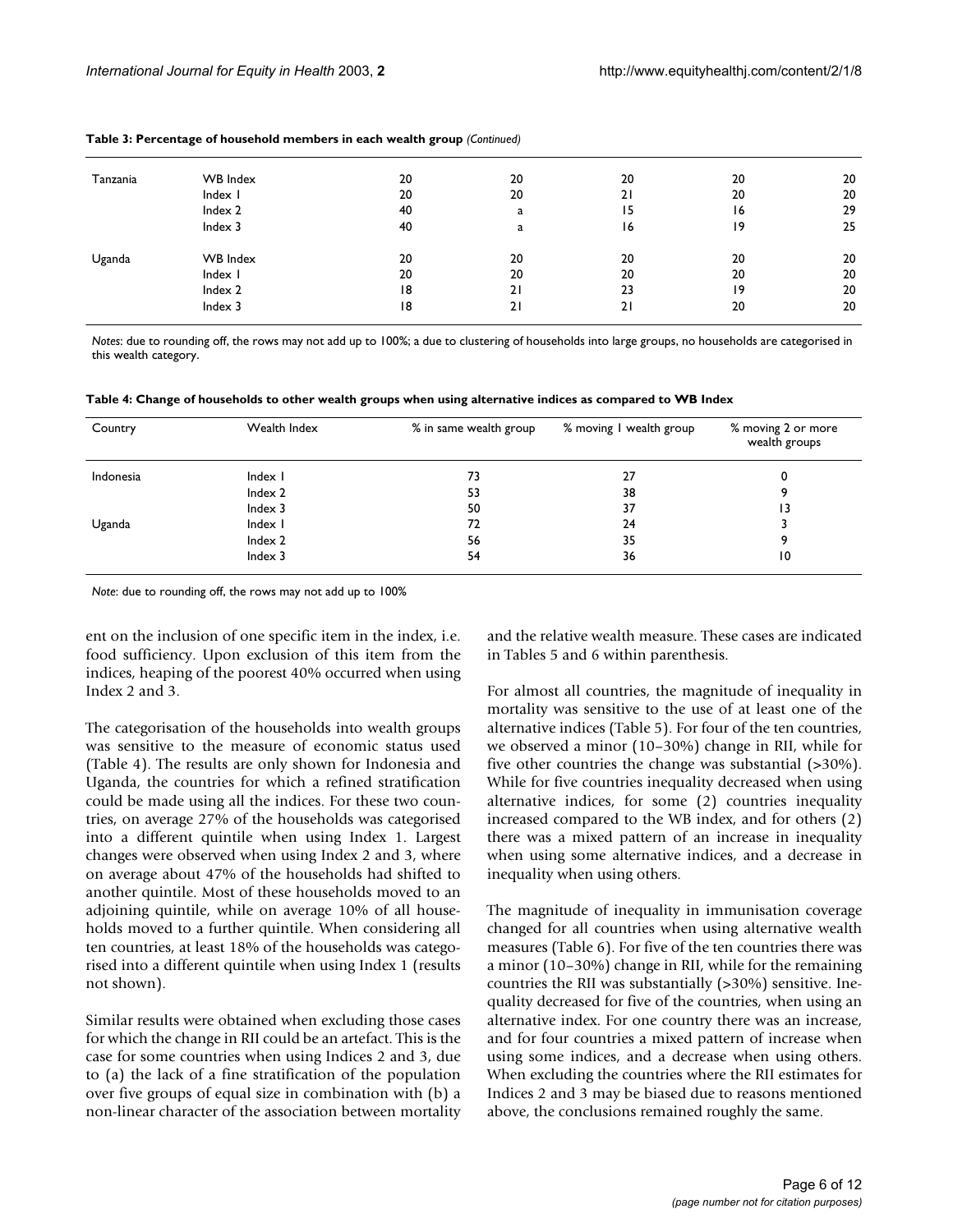**Table 3: Percentage of household members in each wealth group** *(Continued)*

| | | | | | | |
|---|---|---|---|---|---|---|
| Tanzania | WB Index | 20 | 20 | 20 | 20 | 20 |
| | Index 1 | 20 | 20 | 21 | 20 | 20 |
| | Index 2 | 40 | a | 15 | 16 | 29 |
| | Index 3 | 40 | a | 16 | 19 | 25 |
| Uganda | WB Index | 20 | 20 | 20 | 20 | 20 |
| | Index 1 | 20 | 20 | 20 | 20 | 20 |
| | Index 2 | 18 | 21 | 23 | 19 | 20 |
| | Index 3 | 18 | 21 | 21 | 20 | 20 |

*Notes*: due to rounding off, the rows may not add up to 100%; a due to clustering of households into large groups, no households are categorised in this wealth category.

**Table 4: Change of households to other wealth groups when using alternative indices as compared to WB Index**

| Country | Wealth Index | % in same wealth group | % moving 1 wealth group | % moving 2 or more wealth groups |
|---|---|---|---|---|
| Indonesia | Index 1 | 73 | 27 | 0 |
| | Index 2 | 53 | 38 | 9 |
| | Index 3 | 50 | 37 | 13 |
| Uganda | Index 1 | 72 | 24 | 3 |
| | Index 2 | 56 | 35 | 9 |
| | Index 3 | 54 | 36 | 10 |

*Note*: due to rounding off, the rows may not add up to 100%

ent on the inclusion of one specific item in the index, i.e. food sufficiency. Upon exclusion of this item from the indices, heaping of the poorest 40% occurred when using Index 2 and 3.

The categorisation of the households into wealth groups was sensitive to the measure of economic status used (Table 4). The results are only shown for Indonesia and Uganda, the countries for which a refined stratification could be made using all the indices. For these two countries, on average 27% of the households was categorised into a different quintile when using Index 1. Largest changes were observed when using Index 2 and 3, where on average about 47% of the households had shifted to another quintile. Most of these households moved to an adjoining quintile, while on average 10% of all households moved to a further quintile. When considering all ten countries, at least 18% of the households was categorised into a different quintile when using Index 1 (results not shown).

Similar results were obtained when excluding those cases for which the change in RII could be an artefact. This is the case for some countries when using Indices 2 and 3, due to (a) the lack of a fine stratification of the population over five groups of equal size in combination with (b) a non-linear character of the association between mortality and the relative wealth measure. These cases are indicated in Tables 5 and 6 within parenthesis.

For almost all countries, the magnitude of inequality in mortality was sensitive to the use of at least one of the alternative indices (Table 5). For four of the ten countries, we observed a minor (10–30%) change in RII, while for five other countries the change was substantial (>30%). While for five countries inequality decreased when using alternative indices, for some (2) countries inequality increased compared to the WB index, and for others (2) there was a mixed pattern of an increase in inequality when using some alternative indices, and a decrease in inequality when using others.

The magnitude of inequality in immunisation coverage changed for all countries when using alternative wealth measures (Table 6). For five of the ten countries there was a minor (10–30%) change in RII, while for the remaining countries the RII was substantially (>30%) sensitive. Inequality decreased for five of the countries, when using an alternative index. For one country there was an increase, and for four countries a mixed pattern of increase when using some indices, and a decrease when using others. When excluding the countries where the RII estimates for Indices 2 and 3 may be biased due to reasons mentioned above, the conclusions remained roughly the same.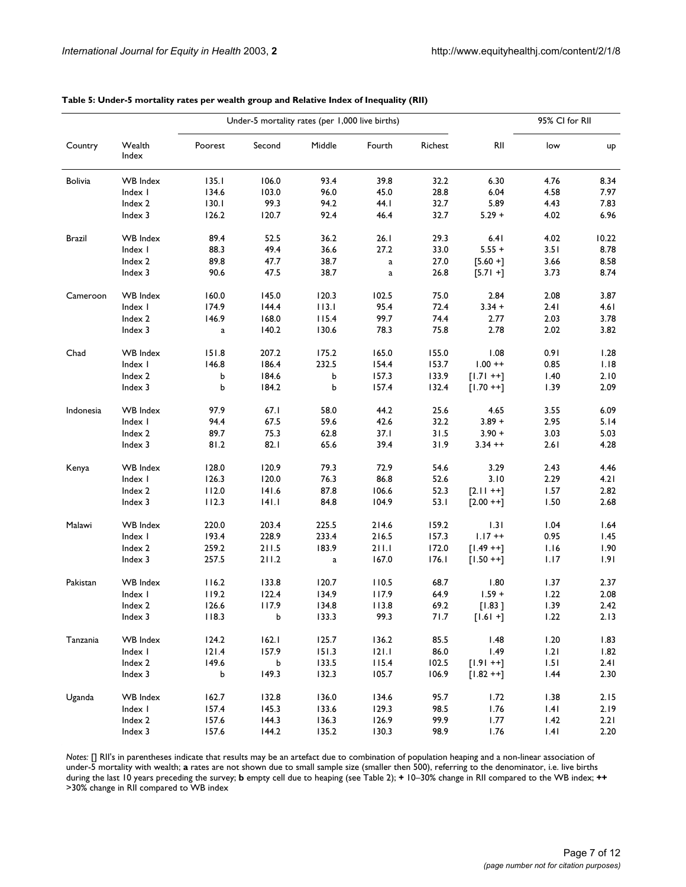**Table 5: Under-5 mortality rates per wealth group and Relative Index of Inequality (RII)**

| Country | Wealth Index | Under-5 mortality rates (per 1,000 live births) | | | | | RII | 95% CI for RII | |
|---|---|---|---|---|---|---|---|---|---|
| | | Poorest | Second | Middle | Fourth | Richest | | low | up |
| Bolivia | WB Index | 135.1 | 106.0 | 93.4 | 39.8 | 32.2 | 6.30 | 4.76 | 8.34 |
| | Index 1 | 134.6 | 103.0 | 96.0 | 45.0 | 28.8 | 6.04 | 4.58 | 7.97 |
| | Index 2 | 130.1 | 99.3 | 94.2 | 44.1 | 32.7 | 5.89 | 4.43 | 7.83 |
| | Index 3 | 126.2 | 120.7 | 92.4 | 46.4 | 32.7 | 5.29 + | 4.02 | 6.96 |
| Brazil | WB Index | 89.4 | 52.5 | 36.2 | 26.1 | 29.3 | 6.41 | 4.02 | 10.22 |
| | Index 1 | 88.3 | 49.4 | 36.6 | 27.2 | 33.0 | 5.55 + | 3.51 | 8.78 |
| | Index 2 | 89.8 | 47.7 | 38.7 | a | 27.0 | [5.60 +] | 3.66 | 8.58 |
| | Index 3 | 90.6 | 47.5 | 38.7 | a | 26.8 | [5.71 +] | 3.73 | 8.74 |
| Cameroon | WB Index | 160.0 | 145.0 | 120.3 | 102.5 | 75.0 | 2.84 | 2.08 | 3.87 |
| | Index 1 | 174.9 | 144.4 | 113.1 | 95.4 | 72.4 | 3.34 + | 2.41 | 4.61 |
| | Index 2 | 146.9 | 168.0 | 115.4 | 99.7 | 74.4 | 2.77 | 2.03 | 3.78 |
| | Index 3 | a | 140.2 | 130.6 | 78.3 | 75.8 | 2.78 | 2.02 | 3.82 |
| Chad | WB Index | 151.8 | 207.2 | 175.2 | 165.0 | 155.0 | 1.08 | 0.91 | 1.28 |
| | Index 1 | 146.8 | 186.4 | 232.5 | 154.4 | 153.7 | 1.00 ++ | 0.85 | 1.18 |
| | Index 2 | b | 184.6 | b | 157.3 | 133.9 | [1.71 ++] | 1.40 | 2.10 |
| | Index 3 | b | 184.2 | b | 157.4 | 132.4 | [1.70 ++] | 1.39 | 2.09 |
| Indonesia | WB Index | 97.9 | 67.1 | 58.0 | 44.2 | 25.6 | 4.65 | 3.55 | 6.09 |
| | Index 1 | 94.4 | 67.5 | 59.6 | 42.6 | 32.2 | 3.89 + | 2.95 | 5.14 |
| | Index 2 | 89.7 | 75.3 | 62.8 | 37.1 | 31.5 | 3.90 + | 3.03 | 5.03 |
| | Index 3 | 81.2 | 82.1 | 65.6 | 39.4 | 31.9 | 3.34 ++ | 2.61 | 4.28 |
| Kenya | WB Index | 128.0 | 120.9 | 79.3 | 72.9 | 54.6 | 3.29 | 2.43 | 4.46 |
| | Index 1 | 126.3 | 120.0 | 76.3 | 86.8 | 52.6 | 3.10 | 2.29 | 4.21 |
| | Index 2 | 112.0 | 141.6 | 87.8 | 106.6 | 52.3 | [2.11 ++] | 1.57 | 2.82 |
| | Index 3 | 112.3 | 141.1 | 84.8 | 104.9 | 53.1 | [2.00 ++] | 1.50 | 2.68 |
| Malawi | WB Index | 220.0 | 203.4 | 225.5 | 214.6 | 159.2 | 1.31 | 1.04 | 1.64 |
| | Index 1 | 193.4 | 228.9 | 233.4 | 216.5 | 157.3 | 1.17 ++ | 0.95 | 1.45 |
| | Index 2 | 259.2 | 211.5 | 183.9 | 211.1 | 172.0 | [1.49 ++] | 1.16 | 1.90 |
| | Index 3 | 257.5 | 211.2 | a | 167.0 | 176.1 | [1.50 ++] | 1.17 | 1.91 |
| Pakistan | WB Index | 116.2 | 133.8 | 120.7 | 110.5 | 68.7 | 1.80 | 1.37 | 2.37 |
| | Index 1 | 119.2 | 122.4 | 134.9 | 117.9 | 64.9 | 1.59 + | 1.22 | 2.08 |
| | Index 2 | 126.6 | 117.9 | 134.8 | 113.8 | 69.2 | [1.83 ] | 1.39 | 2.42 |
| | Index 3 | 118.3 | b | 133.3 | 99.3 | 71.7 | [1.61 +] | 1.22 | 2.13 |
| Tanzania | WB Index | 124.2 | 162.1 | 125.7 | 136.2 | 85.5 | 1.48 | 1.20 | 1.83 |
| | Index 1 | 121.4 | 157.9 | 151.3 | 121.1 | 86.0 | 1.49 | 1.21 | 1.82 |
| | Index 2 | 149.6 | b | 133.5 | 115.4 | 102.5 | [1.91 ++] | 1.51 | 2.41 |
| | Index 3 | b | 149.3 | 132.3 | 105.7 | 106.9 | [1.82 ++] | 1.44 | 2.30 |
| Uganda | WB Index | 162.7 | 132.8 | 136.0 | 134.6 | 95.7 | 1.72 | 1.38 | 2.15 |
| | Index 1 | 157.4 | 145.3 | 133.6 | 129.3 | 98.5 | 1.76 | 1.41 | 2.19 |
| | Index 2 | 157.6 | 144.3 | 136.3 | 126.9 | 99.9 | 1.77 | 1.42 | 2.21 |
| | Index 3 | 157.6 | 144.2 | 135.2 | 130.3 | 98.9 | 1.76 | 1.41 | 2.20 |

*Notes:* [] RII's in parentheses indicate that results may be an artefact due to combination of population heaping and a non-linear association of under-5 mortality with wealth; **a** rates are not shown due to small sample size (smaller then 500), referring to the denominator, i.e. live births during the last 10 years preceding the survey; **b** empty cell due to heaping (see Table 2); **+** 10–30% change in RII compared to the WB index; **++** >30% change in RII compared to WB index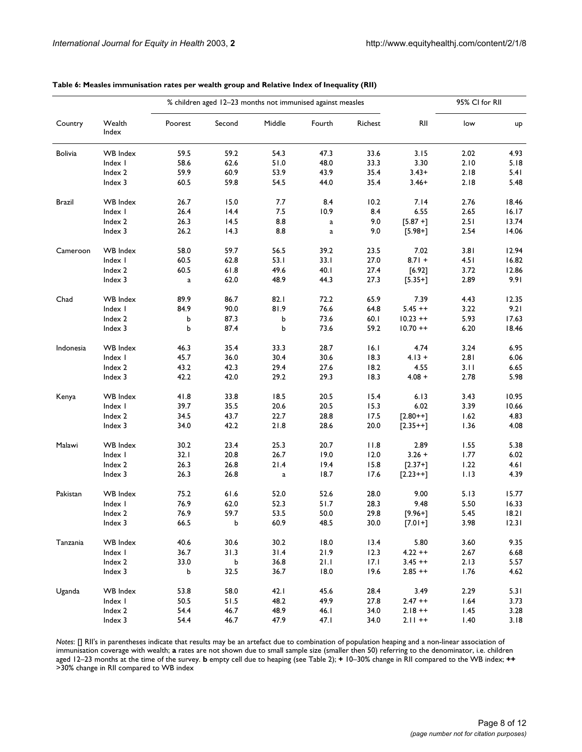**Table 6: Measles immunisation rates per wealth group and Relative Index of Inequality (RII)**

| Country | Wealth Index | % children aged 12–23 months not immunised against measles | | | | | RII | 95% CI for RII | |
|---|---|---|---|---|---|---|---|---|---|
| | | Poorest | Second | Middle | Fourth | Richest | | low | up |
| Bolivia | WB Index | 59.5 | 59.2 | 54.3 | 47.3 | 33.6 | 3.15 | 2.02 | 4.93 |
| | Index 1 | 58.6 | 62.6 | 51.0 | 48.0 | 33.3 | 3.30 | 2.10 | 5.18 |
| | Index 2 | 59.9 | 60.9 | 53.9 | 43.9 | 35.4 | 3.43+ | 2.18 | 5.41 |
| | Index 3 | 60.5 | 59.8 | 54.5 | 44.0 | 35.4 | 3.46+ | 2.18 | 5.48 |
| Brazil | WB Index | 26.7 | 15.0 | 7.7 | 8.4 | 10.2 | 7.14 | 2.76 | 18.46 |
| | Index 1 | 26.4 | 14.4 | 7.5 | 10.9 | 8.4 | 6.55 | 2.65 | 16.17 |
| | Index 2 | 26.3 | 14.5 | 8.8 | a | 9.0 | [5.87 +] | 2.51 | 13.74 |
| | Index 3 | 26.2 | 14.3 | 8.8 | a | 9.0 | [5.98+] | 2.54 | 14.06 |
| Cameroon | WB Index | 58.0 | 59.7 | 56.5 | 39.2 | 23.5 | 7.02 | 3.81 | 12.94 |
| | Index 1 | 60.5 | 62.8 | 53.1 | 33.1 | 27.0 | 8.71 + | 4.51 | 16.82 |
| | Index 2 | 60.5 | 61.8 | 49.6 | 40.1 | 27.4 | [6.92] | 3.72 | 12.86 |
| | Index 3 | a | 62.0 | 48.9 | 44.3 | 27.3 | [5.35+] | 2.89 | 9.91 |
| Chad | WB Index | 89.9 | 86.7 | 82.1 | 72.2 | 65.9 | 7.39 | 4.43 | 12.35 |
| | Index 1 | 84.9 | 90.0 | 81.9 | 76.6 | 64.8 | 5.45 ++ | 3.22 | 9.21 |
| | Index 2 | b | 87.3 | b | 73.6 | 60.1 | 10.23 ++ | 5.93 | 17.63 |
| | Index 3 | b | 87.4 | b | 73.6 | 59.2 | 10.70 ++ | 6.20 | 18.46 |
| Indonesia | WB Index | 46.3 | 35.4 | 33.3 | 28.7 | 16.1 | 4.74 | 3.24 | 6.95 |
| | Index 1 | 45.7 | 36.0 | 30.4 | 30.6 | 18.3 | 4.13 + | 2.81 | 6.06 |
| | Index 2 | 43.2 | 42.3 | 29.4 | 27.6 | 18.2 | 4.55 | 3.11 | 6.65 |
| | Index 3 | 42.2 | 42.0 | 29.2 | 29.3 | 18.3 | 4.08 + | 2.78 | 5.98 |
| Kenya | WB Index | 41.8 | 33.8 | 18.5 | 20.5 | 15.4 | 6.13 | 3.43 | 10.95 |
| | Index 1 | 39.7 | 35.5 | 20.6 | 20.5 | 15.3 | 6.02 | 3.39 | 10.66 |
| | Index 2 | 34.5 | 43.7 | 22.7 | 28.8 | 17.5 | [2.80++] | 1.62 | 4.83 |
| | Index 3 | 34.0 | 42.2 | 21.8 | 28.6 | 20.0 | [2.35++] | 1.36 | 4.08 |
| Malawi | WB Index | 30.2 | 23.4 | 25.3 | 20.7 | 11.8 | 2.89 | 1.55 | 5.38 |
| | Index 1 | 32.1 | 20.8 | 26.7 | 19.0 | 12.0 | 3.26 + | 1.77 | 6.02 |
| | Index 2 | 26.3 | 26.8 | 21.4 | 19.4 | 15.8 | [2.37+] | 1.22 | 4.61 |
| | Index 3 | 26.3 | 26.8 | a | 18.7 | 17.6 | [2.23++] | 1.13 | 4.39 |
| Pakistan | WB Index | 75.2 | 61.6 | 52.0 | 52.6 | 28.0 | 9.00 | 5.13 | 15.77 |
| | Index 1 | 76.9 | 62.0 | 52.3 | 51.7 | 28.3 | 9.48 | 5.50 | 16.33 |
| | Index 2 | 76.9 | 59.7 | 53.5 | 50.0 | 29.8 | [9.96+] | 5.45 | 18.21 |
| | Index 3 | 66.5 | b | 60.9 | 48.5 | 30.0 | [7.01+] | 3.98 | 12.31 |
| Tanzania | WB Index | 40.6 | 30.6 | 30.2 | 18.0 | 13.4 | 5.80 | 3.60 | 9.35 |
| | Index 1 | 36.7 | 31.3 | 31.4 | 21.9 | 12.3 | 4.22 ++ | 2.67 | 6.68 |
| | Index 2 | 33.0 | b | 36.8 | 21.1 | 17.1 | 3.45 ++ | 2.13 | 5.57 |
| | Index 3 | b | 32.5 | 36.7 | 18.0 | 19.6 | 2.85 ++ | 1.76 | 4.62 |
| Uganda | WB Index | 53.8 | 58.0 | 42.1 | 45.6 | 28.4 | 3.49 | 2.29 | 5.31 |
| | Index 1 | 50.5 | 51.5 | 48.2 | 49.9 | 27.8 | 2.47 ++ | 1.64 | 3.73 |
| | Index 2 | 54.4 | 46.7 | 48.9 | 46.1 | 34.0 | 2.18 ++ | 1.45 | 3.28 |
| | Index 3 | 54.4 | 46.7 | 47.9 | 47.1 | 34.0 | 2.11 ++ | 1.40 | 3.18 |

*Notes*: [] RII's in parentheses indicate that results may be an artefact due to combination of population heaping and a non-linear association of immunisation coverage with wealth; **a** rates are not shown due to small sample size (smaller then 50) referring to the denominator, i.e. children aged 12–23 months at the time of the survey. **b** empty cell due to heaping (see Table 2); **+** 10–30% change in RII compared to the WB index; **++** >30% change in RII compared to WB index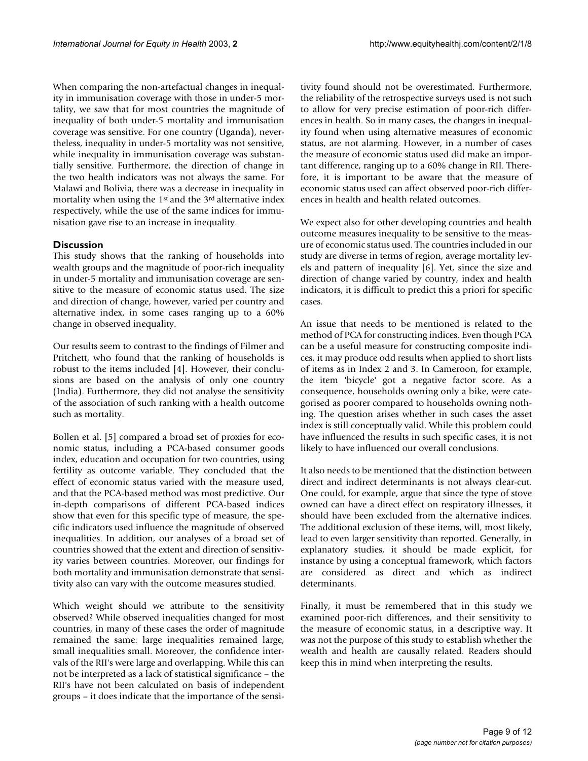When comparing the non-artefactual changes in inequality in immunisation coverage with those in under-5 mortality, we saw that for most countries the magnitude of inequality of both under-5 mortality and immunisation coverage was sensitive. For one country (Uganda), nevertheless, inequality in under-5 mortality was not sensitive, while inequality in immunisation coverage was substantially sensitive. Furthermore, the direction of change in the two health indicators was not always the same. For Malawi and Bolivia, there was a decrease in inequality in mortality when using the 1st and the 3rd alternative index respectively, while the use of the same indices for immunisation gave rise to an increase in inequality.

## Discussion

This study shows that the ranking of households into wealth groups and the magnitude of poor-rich inequality in under-5 mortality and immunisation coverage are sensitive to the measure of economic status used. The size and direction of change, however, varied per country and alternative index, in some cases ranging up to a 60% change in observed inequality.

Our results seem to contrast to the findings of Filmer and Pritchett, who found that the ranking of households is robust to the items included [4]. However, their conclusions are based on the analysis of only one country (India). Furthermore, they did not analyse the sensitivity of the association of such ranking with a health outcome such as mortality.

Bollen et al. [5] compared a broad set of proxies for economic status, including a PCA-based consumer goods index, education and occupation for two countries, using fertility as outcome variable. They concluded that the effect of economic status varied with the measure used, and that the PCA-based method was most predictive. Our in-depth comparisons of different PCA-based indices show that even for this specific type of measure, the specific indicators used influence the magnitude of observed inequalities. In addition, our analyses of a broad set of countries showed that the extent and direction of sensitivity varies between countries. Moreover, our findings for both mortality and immunisation demonstrate that sensitivity also can vary with the outcome measures studied.

Which weight should we attribute to the sensitivity observed? While observed inequalities changed for most countries, in many of these cases the order of magnitude remained the same: large inequalities remained large, small inequalities small. Moreover, the confidence intervals of the RII's were large and overlapping. While this can not be interpreted as a lack of statistical significance – the RII's have not been calculated on basis of independent groups – it does indicate that the importance of the sensitivity found should not be overestimated. Furthermore, the reliability of the retrospective surveys used is not such to allow for very precise estimation of poor-rich differences in health. So in many cases, the changes in inequality found when using alternative measures of economic status, are not alarming. However, in a number of cases the measure of economic status used did make an important difference, ranging up to a 60% change in RII. Therefore, it is important to be aware that the measure of economic status used can affect observed poor-rich differences in health and health related outcomes.

We expect also for other developing countries and health outcome measures inequality to be sensitive to the measure of economic status used. The countries included in our study are diverse in terms of region, average mortality levels and pattern of inequality [6]. Yet, since the size and direction of change varied by country, index and health indicators, it is difficult to predict this a priori for specific cases.

An issue that needs to be mentioned is related to the method of PCA for constructing indices. Even though PCA can be a useful measure for constructing composite indices, it may produce odd results when applied to short lists of items as in Index 2 and 3. In Cameroon, for example, the item 'bicycle' got a negative factor score. As a consequence, households owning only a bike, were categorised as poorer compared to households owning nothing. The question arises whether in such cases the asset index is still conceptually valid. While this problem could have influenced the results in such specific cases, it is not likely to have influenced our overall conclusions.

It also needs to be mentioned that the distinction between direct and indirect determinants is not always clear-cut. One could, for example, argue that since the type of stove owned can have a direct effect on respiratory illnesses, it should have been excluded from the alternative indices. The additional exclusion of these items, will, most likely, lead to even larger sensitivity than reported. Generally, in explanatory studies, it should be made explicit, for instance by using a conceptual framework, which factors are considered as direct and which as indirect determinants.

Finally, it must be remembered that in this study we examined poor-rich differences, and their sensitivity to the measure of economic status, in a descriptive way. It was not the purpose of this study to establish whether the wealth and health are causally related. Readers should keep this in mind when interpreting the results.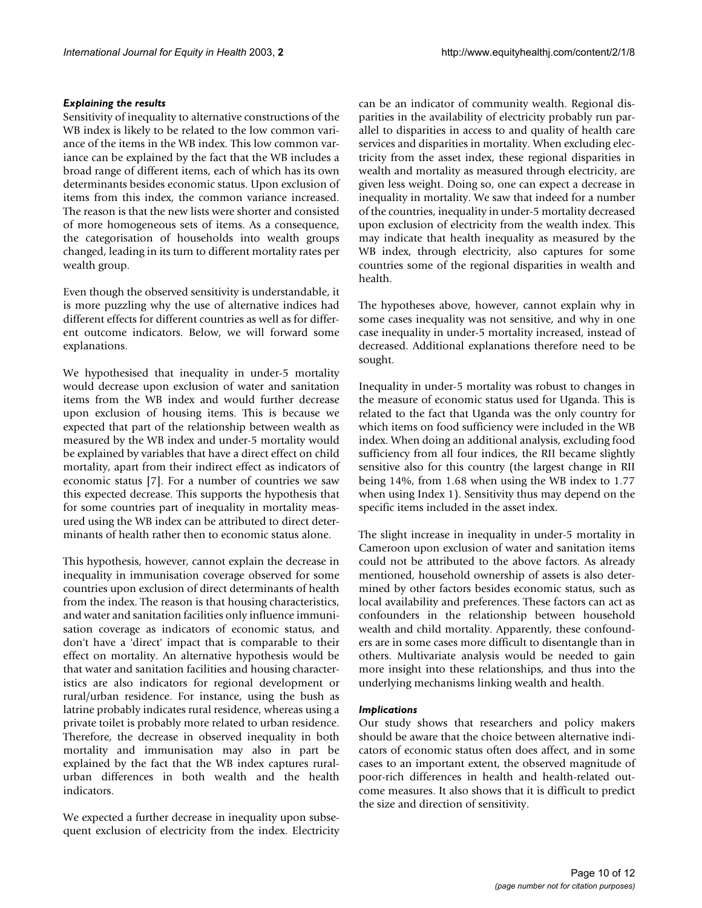### *Explaining the results*

Sensitivity of inequality to alternative constructions of the WB index is likely to be related to the low common variance of the items in the WB index. This low common variance can be explained by the fact that the WB includes a broad range of different items, each of which has its own determinants besides economic status. Upon exclusion of items from this index, the common variance increased. The reason is that the new lists were shorter and consisted of more homogeneous sets of items. As a consequence, the categorisation of households into wealth groups changed, leading in its turn to different mortality rates per wealth group.

Even though the observed sensitivity is understandable, it is more puzzling why the use of alternative indices had different effects for different countries as well as for different outcome indicators. Below, we will forward some explanations.

We hypothesised that inequality in under-5 mortality would decrease upon exclusion of water and sanitation items from the WB index and would further decrease upon exclusion of housing items. This is because we expected that part of the relationship between wealth as measured by the WB index and under-5 mortality would be explained by variables that have a direct effect on child mortality, apart from their indirect effect as indicators of economic status [7]. For a number of countries we saw this expected decrease. This supports the hypothesis that for some countries part of inequality in mortality measured using the WB index can be attributed to direct determinants of health rather then to economic status alone.

This hypothesis, however, cannot explain the decrease in inequality in immunisation coverage observed for some countries upon exclusion of direct determinants of health from the index. The reason is that housing characteristics, and water and sanitation facilities only influence immunisation coverage as indicators of economic status, and don't have a 'direct' impact that is comparable to their effect on mortality. An alternative hypothesis would be that water and sanitation facilities and housing characteristics are also indicators for regional development or rural/urban residence. For instance, using the bush as latrine probably indicates rural residence, whereas using a private toilet is probably more related to urban residence. Therefore, the decrease in observed inequality in both mortality and immunisation may also in part be explained by the fact that the WB index captures rural-urban differences in both wealth and the health indicators.

We expected a further decrease in inequality upon subsequent exclusion of electricity from the index. Electricity can be an indicator of community wealth. Regional disparities in the availability of electricity probably run parallel to disparities in access to and quality of health care services and disparities in mortality. When excluding electricity from the asset index, these regional disparities in wealth and mortality as measured through electricity, are given less weight. Doing so, one can expect a decrease in inequality in mortality. We saw that indeed for a number of the countries, inequality in under-5 mortality decreased upon exclusion of electricity from the wealth index. This may indicate that health inequality as measured by the WB index, through electricity, also captures for some countries some of the regional disparities in wealth and health.

The hypotheses above, however, cannot explain why in some cases inequality was not sensitive, and why in one case inequality in under-5 mortality increased, instead of decreased. Additional explanations therefore need to be sought.

Inequality in under-5 mortality was robust to changes in the measure of economic status used for Uganda. This is related to the fact that Uganda was the only country for which items on food sufficiency were included in the WB index. When doing an additional analysis, excluding food sufficiency from all four indices, the RII became slightly sensitive also for this country (the largest change in RII being 14%, from 1.68 when using the WB index to 1.77 when using Index 1). Sensitivity thus may depend on the specific items included in the asset index.

The slight increase in inequality in under-5 mortality in Cameroon upon exclusion of water and sanitation items could not be attributed to the above factors. As already mentioned, household ownership of assets is also determined by other factors besides economic status, such as local availability and preferences. These factors can act as confounders in the relationship between household wealth and child mortality. Apparently, these confounders are in some cases more difficult to disentangle than in others. Multivariate analysis would be needed to gain more insight into these relationships, and thus into the underlying mechanisms linking wealth and health.

### *Implications*

Our study shows that researchers and policy makers should be aware that the choice between alternative indicators of economic status often does affect, and in some cases to an important extent, the observed magnitude of poor-rich differences in health and health-related outcome measures. It also shows that it is difficult to predict the size and direction of sensitivity.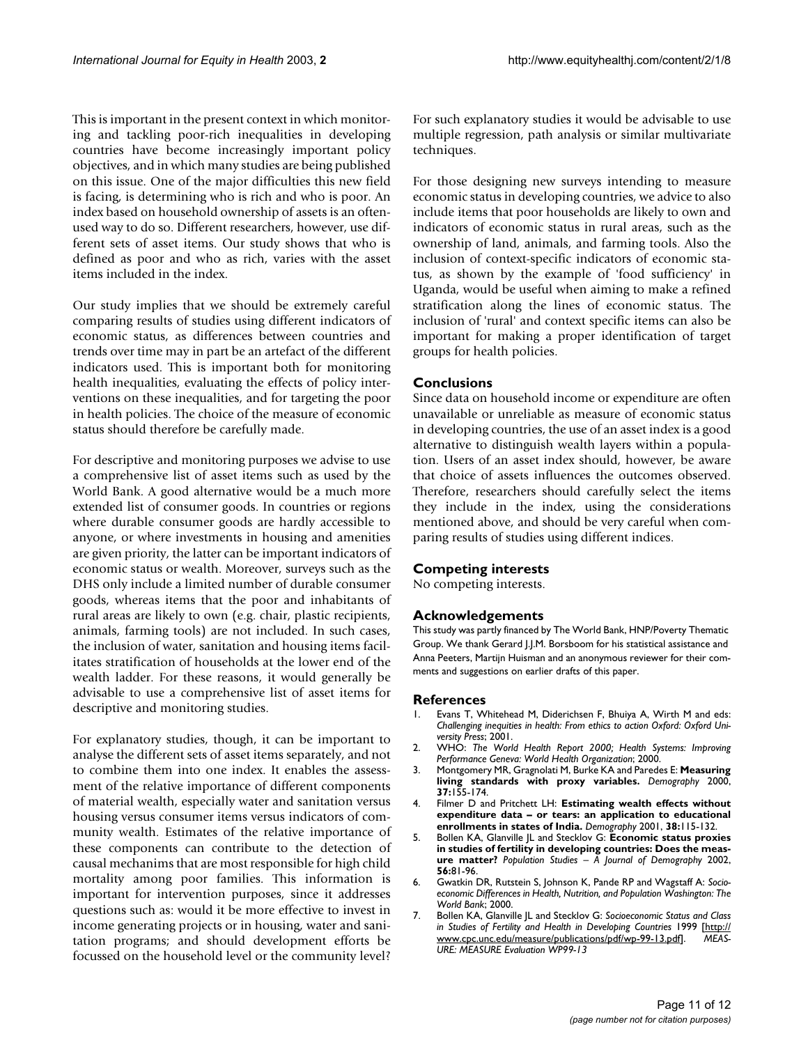This is important in the present context in which monitoring and tackling poor-rich inequalities in developing countries have become increasingly important policy objectives, and in which many studies are being published on this issue. One of the major difficulties this new field is facing, is determining who is rich and who is poor. An index based on household ownership of assets is an often-used way to do so. Different researchers, however, use different sets of asset items. Our study shows that who is defined as poor and who as rich, varies with the asset items included in the index.

Our study implies that we should be extremely careful comparing results of studies using different indicators of economic status, as differences between countries and trends over time may in part be an artefact of the different indicators used. This is important both for monitoring health inequalities, evaluating the effects of policy interventions on these inequalities, and for targeting the poor in health policies. The choice of the measure of economic status should therefore be carefully made.

For descriptive and monitoring purposes we advise to use a comprehensive list of asset items such as used by the World Bank. A good alternative would be a much more extended list of consumer goods. In countries or regions where durable consumer goods are hardly accessible to anyone, or where investments in housing and amenities are given priority, the latter can be important indicators of economic status or wealth. Moreover, surveys such as the DHS only include a limited number of durable consumer goods, whereas items that the poor and inhabitants of rural areas are likely to own (e.g. chair, plastic recipients, animals, farming tools) are not included. In such cases, the inclusion of water, sanitation and housing items facilitates stratification of households at the lower end of the wealth ladder. For these reasons, it would generally be advisable to use a comprehensive list of asset items for descriptive and monitoring studies.

For explanatory studies, though, it can be important to analyse the different sets of asset items separately, and not to combine them into one index. It enables the assessment of the relative importance of different components of material wealth, especially water and sanitation versus housing versus consumer items versus indicators of community wealth. Estimates of the relative importance of these components can contribute to the detection of causal mechanims that are most responsible for high child mortality among poor families. This information is important for intervention purposes, since it addresses questions such as: would it be more effective to invest in income generating projects or in housing, water and sanitation programs; and should development efforts be focussed on the household level or the community level? For such explanatory studies it would be advisable to use multiple regression, path analysis or similar multivariate techniques.

For those designing new surveys intending to measure economic status in developing countries, we advice to also include items that poor households are likely to own and indicators of economic status in rural areas, such as the ownership of land, animals, and farming tools. Also the inclusion of context-specific indicators of economic status, as shown by the example of 'food sufficiency' in Uganda, would be useful when aiming to make a refined stratification along the lines of economic status. The inclusion of 'rural' and context specific items can also be important for making a proper identification of target groups for health policies.

## Conclusions

Since data on household income or expenditure are often unavailable or unreliable as measure of economic status in developing countries, the use of an asset index is a good alternative to distinguish wealth layers within a population. Users of an asset index should, however, be aware that choice of assets influences the outcomes observed. Therefore, researchers should carefully select the items they include in the index, using the considerations mentioned above, and should be very careful when comparing results of studies using different indices.

## Competing interests

No competing interests.

## Acknowledgements

This study was partly financed by The World Bank, HNP/Poverty Thematic Group. We thank Gerard J.J.M. Borsboom for his statistical assistance and Anna Peeters, Martijn Huisman and an anonymous reviewer for their comments and suggestions on earlier drafts of this paper.

## References

1. Evans T, Whitehead M, Diderichsen F, Bhuiya A, Wirth M and eds: *Challenging inequities in health: From ethics to action Oxford: Oxford University Press*; 2001.
2. WHO: *The World Health Report 2000; Health Systems: Improving Performance Geneva: World Health Organization*; 2000.
3. Montgomery MR, Gragnolati M, Burke KA and Paredes E: **Measuring living standards with proxy variables.** *Demography* 2000, **37:**155-174.
4. Filmer D and Pritchett LH: **Estimating wealth effects without expenditure data – or tears: an application to educational enrollments in states of India.** *Demography* 2001, **38:**115-132.
5. Bollen KA, Glanville JL and Stecklov G: **Economic status proxies in studies of fertility in developing countries: Does the measure matter?** *Population Studies – A Journal of Demography* 2002, **56:**81-96.
6. Gwatkin DR, Rutstein S, Johnson K, Pande RP and Wagstaff A: *Socioeconomic Differences in Health, Nutrition, and Population Washington: The World Bank*; 2000.
7. Bollen KA, Glanville JL and Stecklov G: *Socioeconomic Status and Class in Studies of Fertility and Health in Developing Countries* 1999 [http://www.cpc.unc.edu/measure/publications/pdf/wp-99-13.pdf]. *MEASURE: MEASURE Evaluation WP99-13*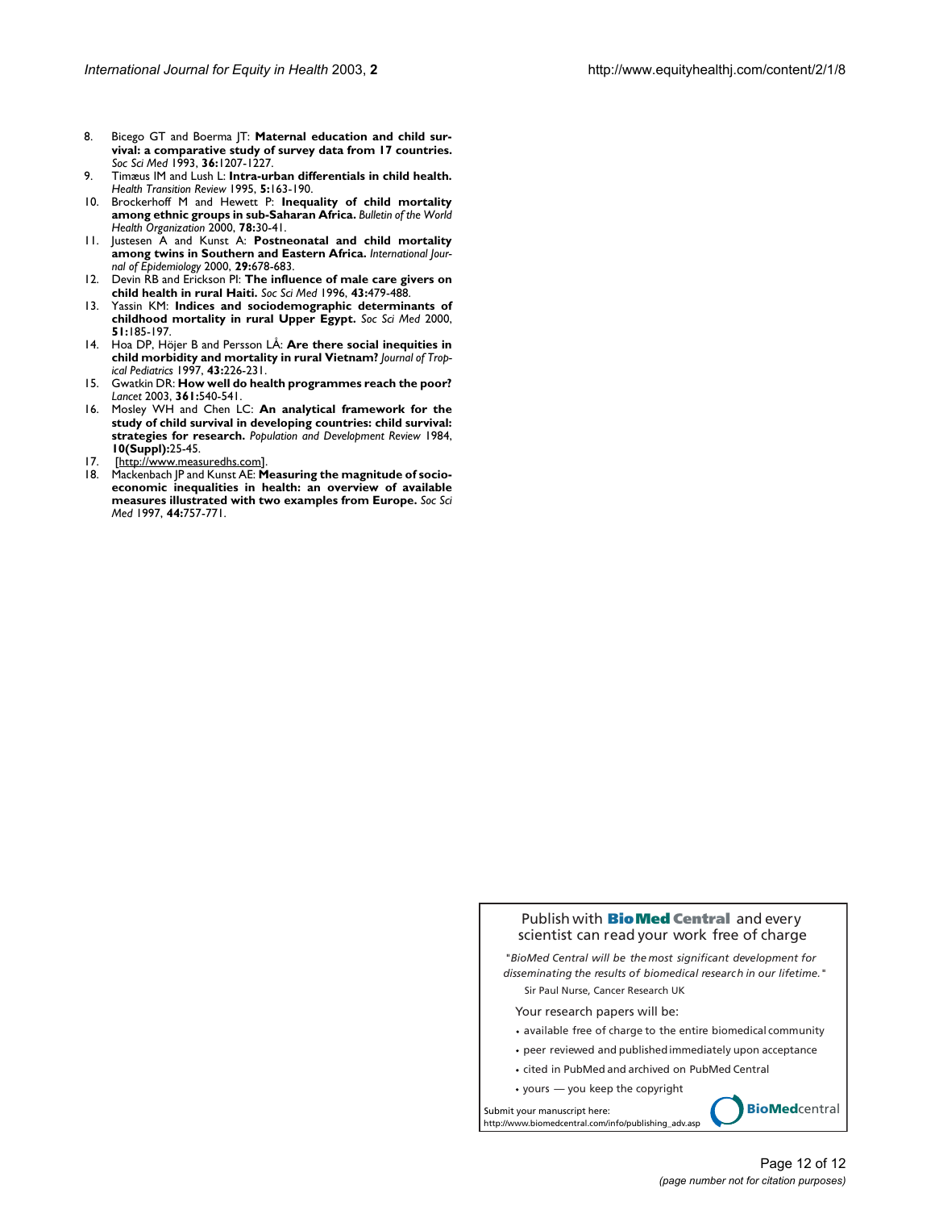8. Bicego GT and Boerma JT: **Maternal education and child survival: a comparative study of survey data from 17 countries.** *Soc Sci Med* 1993, **36:**1207-1227.
9. Timæus IM and Lush L: **Intra-urban differentials in child health.** *Health Transition Review* 1995, **5:**163-190.
10. Brockerhoff M and Hewett P: **Inequality of child mortality among ethnic groups in sub-Saharan Africa.** *Bulletin of the World Health Organization* 2000, **78:**30-41.
11. Justesen A and Kunst A: **Postneonatal and child mortality among twins in Southern and Eastern Africa.** *International Journal of Epidemiology* 2000, **29:**678-683.
12. Devin RB and Erickson PI: **The influence of male care givers on child health in rural Haiti.** *Soc Sci Med* 1996, **43:**479-488.
13. Yassin KM: **Indices and sociodemographic determinants of childhood mortality in rural Upper Egypt.** *Soc Sci Med* 2000, **51:**185-197.
14. Hoa DP, Höjer B and Persson LÅ: **Are there social inequities in child morbidity and mortality in rural Vietnam?** *Journal of Tropical Pediatrics* 1997, **43:**226-231.
15. Gwatkin DR: **How well do health programmes reach the poor?** *Lancet* 2003, **361:**540-541.
16. Mosley WH and Chen LC: **An analytical framework for the study of child survival in developing countries: child survival: strategies for research.** *Population and Development Review* 1984, **10(Suppl):**25-45.
17. [http://www.measuredhs.com].
18. Mackenbach JP and Kunst AE: **Measuring the magnitude of socio-economic inequalities in health: an overview of available measures illustrated with two examples from Europe.** *Soc Sci Med* 1997, **44:**757-771.

Publish with **BioMed Central** and every scientist can read your work free of charge

*"BioMed Central will be the most significant development for disseminating the results of biomedical research in our lifetime."*
Sir Paul Nurse, Cancer Research UK

Your research papers will be:

- available free of charge to the entire biomedical community
- peer reviewed and published immediately upon acceptance
- cited in PubMed and archived on PubMed Central
- yours — you keep the copyright

Submit your manuscript here:
http://www.biomedcentral.com/info/publishing_adv.asp

**BioMed**central